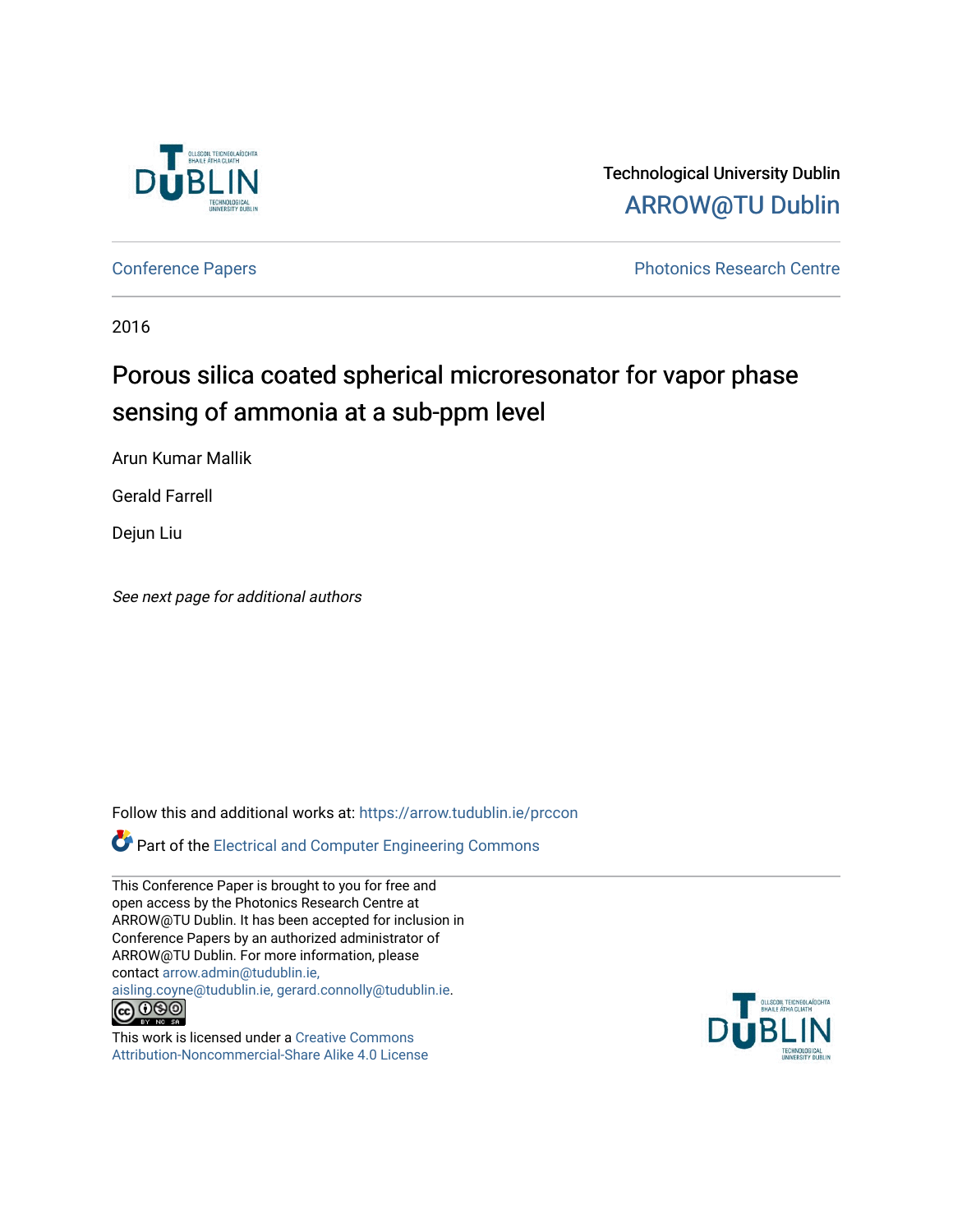Technological University Dublin

ARROW@TU Dublin

Conference Papers

Photonics Research Centre

2016

# Porous silica coated spherical microresonator for vapor phase sensing of ammonia at a sub-ppm level

Arun Kumar Mallik

Gerald Farrell

Dejun Liu

*See next page for additional authors*

Follow this and additional works at: https://arrow.tudublin.ie/prccon

Part of the Electrical and Computer Engineering Commons

This Conference Paper is brought to you for free and open access by the Photonics Research Centre at ARROW@TU Dublin. It has been accepted for inclusion in Conference Papers by an authorized administrator of ARROW@TU Dublin. For more information, please contact arrow.admin@tudublin.ie, aisling.coyne@tudublin.ie, gerard.connolly@tudublin.ie.

This work is licensed under a Creative Commons Attribution-Noncommercial-Share Alike 4.0 License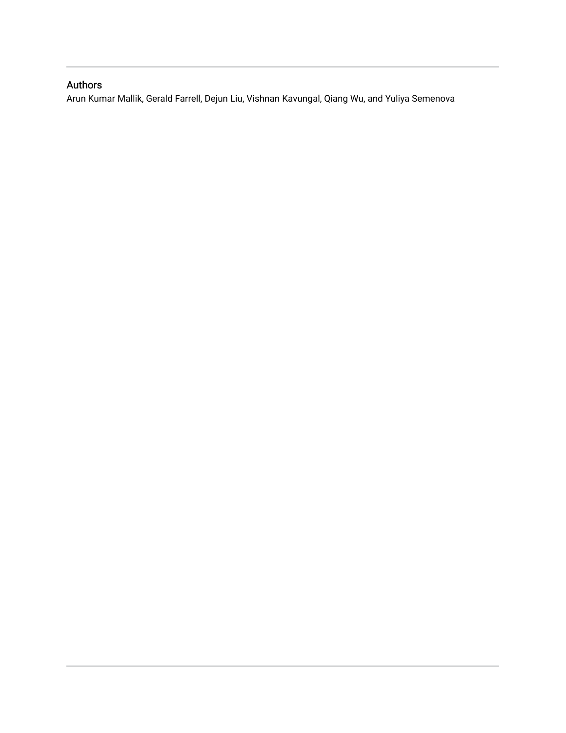## Authors

Arun Kumar Mallik, Gerald Farrell, Dejun Liu, Vishnan Kavungal, Qiang Wu, and Yuliya Semenova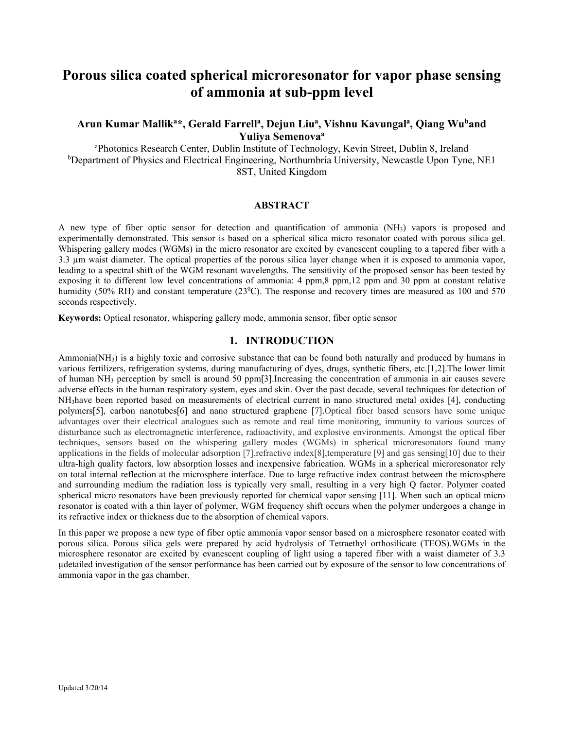# Porous silica coated spherical microresonator for vapor phase sensing of ammonia at sub-ppm level

**Arun Kumar Mallik[a]*, Gerald Farrell[a], Dejun Liu[a], Vishnu Kavungal[a], Qiang Wu[b] and Yuliya Semenova[a]**

[a]Photonics Research Center, Dublin Institute of Technology, Kevin Street, Dublin 8, Ireland
[b]Department of Physics and Electrical Engineering, Northumbria University, Newcastle Upon Tyne, NE1 8ST, United Kingdom

## ABSTRACT

A new type of fiber optic sensor for detection and quantification of ammonia ($NH_3$) vapors is proposed and experimentally demonstrated. This sensor is based on a spherical silica micro resonator coated with porous silica gel. Whispering gallery modes (WGMs) in the micro resonator are excited by evanescent coupling to a tapered fiber with a 3.3 µm waist diameter. The optical properties of the porous silica layer change when it is exposed to ammonia vapor, leading to a spectral shift of the WGM resonant wavelengths. The sensitivity of the proposed sensor has been tested by exposing it to different low level concentrations of ammonia: 4 ppm,8 ppm,12 ppm and 30 ppm at constant relative humidity (50% RH) and constant temperature ($23^0$C). The response and recovery times are measured as 100 and 570 seconds respectively.

**Keywords:** Optical resonator, whispering gallery mode, ammonia sensor, fiber optic sensor

## 1. INTRODUCTION

Ammonia($NH_3$) is a highly toxic and corrosive substance that can be found both naturally and produced by humans in various fertilizers, refrigeration systems, during manufacturing of dyes, drugs, synthetic fibers, etc.[1,2].The lower limit of human $NH_3$ perception by smell is around 50 ppm[3].Increasing the concentration of ammonia in air causes severe adverse effects in the human respiratory system, eyes and skin. Over the past decade, several techniques for detection of $NH_3$have been reported based on measurements of electrical current in nano structured metal oxides [4], conducting polymers[5], carbon nanotubes[6] and nano structured graphene [7].Optical fiber based sensors have some unique advantages over their electrical analogues such as remote and real time monitoring, immunity to various sources of disturbance such as electromagnetic interference, radioactivity, and explosive environments. Amongst the optical fiber techniques, sensors based on the whispering gallery modes (WGMs) in spherical microresonators found many applications in the fields of molecular adsorption [7],refractive index[8],temperature [9] and gas sensing[10] due to their ultra-high quality factors, low absorption losses and inexpensive fabrication. WGMs in a spherical microresonator rely on total internal reflection at the microsphere interface. Due to large refractive index contrast between the microsphere and surrounding medium the radiation loss is typically very small, resulting in a very high Q factor. Polymer coated spherical micro resonators have been previously reported for chemical vapor sensing [11]. When such an optical micro resonator is coated with a thin layer of polymer, WGM frequency shift occurs when the polymer undergoes a change in its refractive index or thickness due to the absorption of chemical vapors.

In this paper we propose a new type of fiber optic ammonia vapor sensor based on a microsphere resonator coated with porous silica. Porous silica gels were prepared by acid hydrolysis of Tetraethyl orthosilicate (TEOS).WGMs in the microsphere resonator are excited by evanescent coupling of light using a tapered fiber with a waist diameter of 3.3 µdetailed investigation of the sensor performance has been carried out by exposure of the sensor to low concentrations of ammonia vapor in the gas chamber.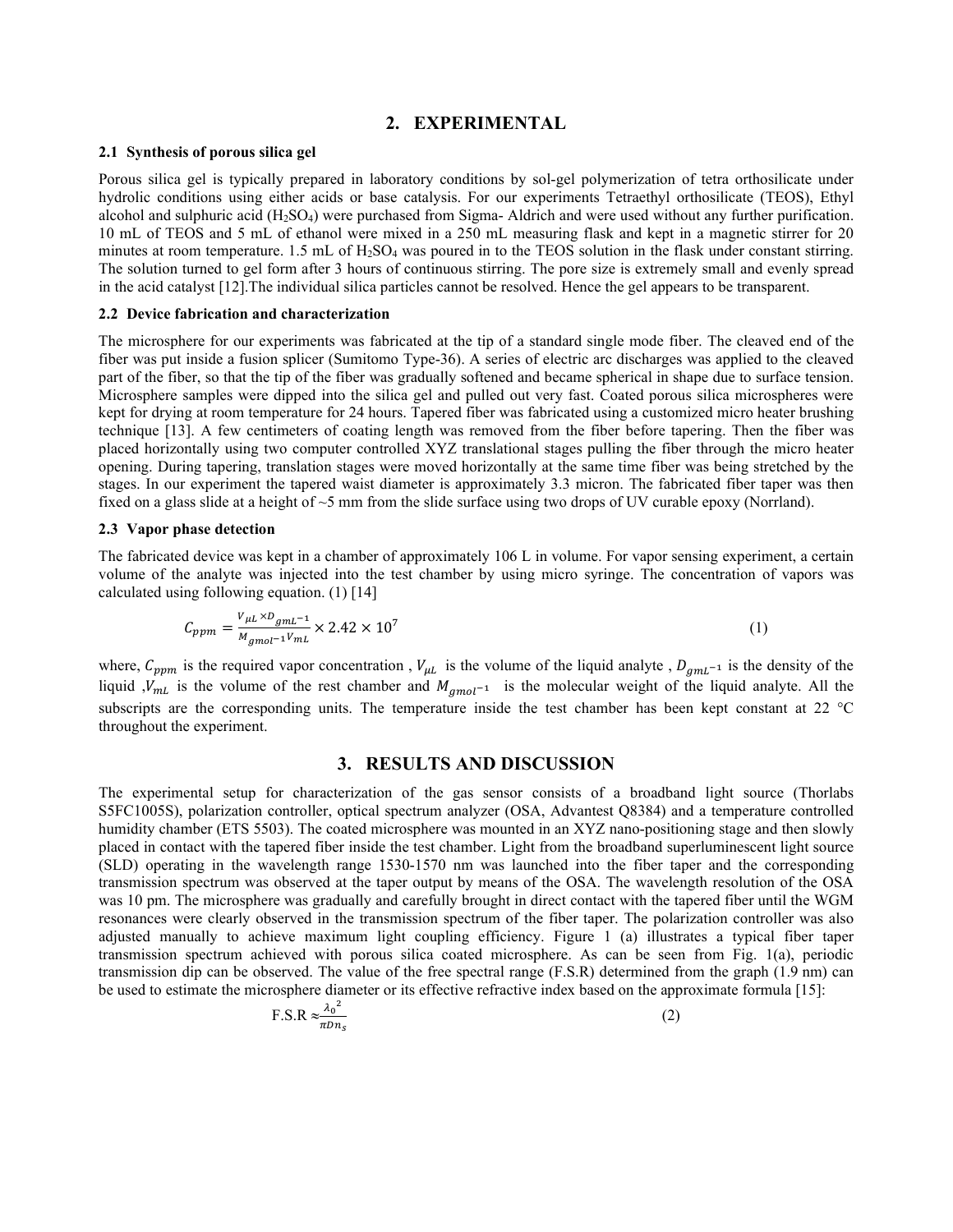# 2. EXPERIMENTAL

### 2.1 Synthesis of porous silica gel

Porous silica gel is typically prepared in laboratory conditions by sol-gel polymerization of tetra orthosilicate under hydrolic conditions using either acids or base catalysis. For our experiments Tetraethyl orthosilicate (TEOS), Ethyl alcohol and sulphuric acid ($H_2SO_4$) were purchased from Sigma- Aldrich and were used without any further purification. 10 mL of TEOS and 5 mL of ethanol were mixed in a 250 mL measuring flask and kept in a magnetic stirrer for 20 minutes at room temperature. 1.5 mL of $H_2SO_4$ was poured in to the TEOS solution in the flask under constant stirring. The solution turned to gel form after 3 hours of continuous stirring. The pore size is extremely small and evenly spread in the acid catalyst [12].The individual silica particles cannot be resolved. Hence the gel appears to be transparent.

### 2.2 Device fabrication and characterization

The microsphere for our experiments was fabricated at the tip of a standard single mode fiber. The cleaved end of the fiber was put inside a fusion splicer (Sumitomo Type-36). A series of electric arc discharges was applied to the cleaved part of the fiber, so that the tip of the fiber was gradually softened and became spherical in shape due to surface tension. Microsphere samples were dipped into the silica gel and pulled out very fast. Coated porous silica microspheres were kept for drying at room temperature for 24 hours. Tapered fiber was fabricated using a customized micro heater brushing technique [13]. A few centimeters of coating length was removed from the fiber before tapering. Then the fiber was placed horizontally using two computer controlled XYZ translational stages pulling the fiber through the micro heater opening. During tapering, translation stages were moved horizontally at the same time fiber was being stretched by the stages. In our experiment the tapered waist diameter is approximately 3.3 micron. The fabricated fiber taper was then fixed on a glass slide at a height of ~5 mm from the slide surface using two drops of UV curable epoxy (Norrland).

### 2.3 Vapor phase detection

The fabricated device was kept in a chamber of approximately 106 L in volume. For vapor sensing experiment, a certain volume of the analyte was injected into the test chamber by using micro syringe. The concentration of vapors was calculated using following equation. (1) [14]

$$C_{ppm} = \frac{V_{\mu L} \times D_{gmL^{-1}}}{M_{gmol^{-1}} V_{mL}} \times 2.42 \times 10^7 \tag{1}$$

where, $C_{ppm}$ is the required vapor concentration , $V_{\mu L}$ is the volume of the liquid analyte , $D_{gmL^{-1}}$ is the density of the liquid ,$V_{mL}$ is the volume of the rest chamber and $M_{gmol^{-1}}$ is the molecular weight of the liquid analyte. All the subscripts are the corresponding units. The temperature inside the test chamber has been kept constant at 22 °C throughout the experiment.

# 3. RESULTS AND DISCUSSION

The experimental setup for characterization of the gas sensor consists of a broadband light source (Thorlabs S5FC1005S), polarization controller, optical spectrum analyzer (OSA, Advantest Q8384) and a temperature controlled humidity chamber (ETS 5503). The coated microsphere was mounted in an XYZ nano-positioning stage and then slowly placed in contact with the tapered fiber inside the test chamber. Light from the broadband superluminescent light source (SLD) operating in the wavelength range 1530-1570 nm was launched into the fiber taper and the corresponding transmission spectrum was observed at the taper output by means of the OSA. The wavelength resolution of the OSA was 10 pm. The microsphere was gradually and carefully brought in direct contact with the tapered fiber until the WGM resonances were clearly observed in the transmission spectrum of the fiber taper. The polarization controller was also adjusted manually to achieve maximum light coupling efficiency. Figure 1 (a) illustrates a typical fiber taper transmission spectrum achieved with porous silica coated microsphere. As can be seen from Fig. 1(a), periodic transmission dip can be observed. The value of the free spectral range (F.S.R) determined from the graph (1.9 nm) can be used to estimate the microsphere diameter or its effective refractive index based on the approximate formula [15]:

$$\text{F.S.R} \approx \frac{{\lambda_0}^2}{\pi D n_s} \tag{2}$$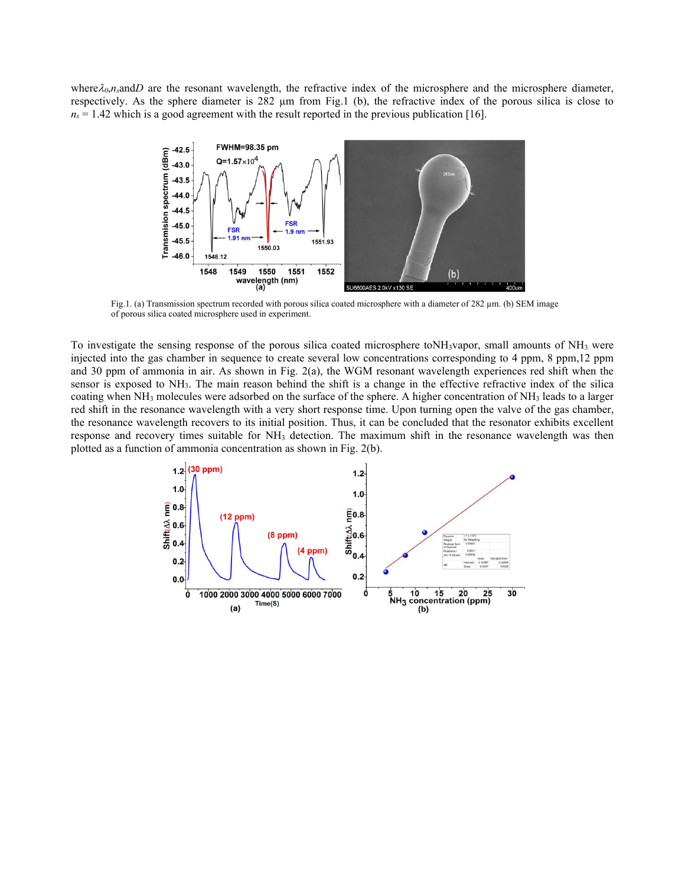where $\lambda_0$, $n_s$ and $D$ are the resonant wavelength, the refractive index of the microsphere and the microsphere diameter, respectively. As the sphere diameter is 282 µm from Fig.1 (b), the refractive index of the porous silica is close to $n_s = 1.42$ which is a good agreement with the result reported in the previous publication [16].

Fig.1. (a) Transmission spectrum recorded with porous silica coated microsphere with a diameter of 282 µm. (b) SEM image of porous silica coated microsphere used in experiment.

To investigate the sensing response of the porous silica coated microsphere to $NH_3$ vapor, small amounts of $NH_3$ were injected into the gas chamber in sequence to create several low concentrations corresponding to 4 ppm, 8 ppm, 12 ppm and 30 ppm of ammonia in air. As shown in Fig. 2(a), the WGM resonant wavelength experiences red shift when the sensor is exposed to $NH_3$. The main reason behind the shift is a change in the effective refractive index of the silica coating when $NH_3$ molecules were adsorbed on the surface of the sphere. A higher concentration of $NH_3$ leads to a larger red shift in the resonance wavelength with a very short response time. Upon turning open the valve of the gas chamber, the resonance wavelength recovers to its initial position. Thus, it can be concluded that the resonator exhibits excellent response and recovery times suitable for $NH_3$ detection. The maximum shift in the resonance wavelength was then plotted as a function of ammonia concentration as shown in Fig. 2(b).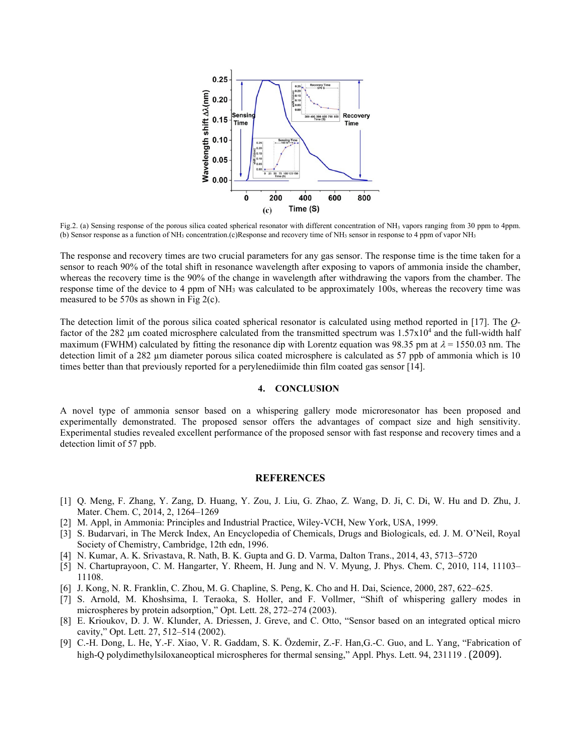Fig.2. (a) Sensing response of the porous silica coated spherical resonator with different concentration of $NH_3$ vapors ranging from 30 ppm to 4ppm. (b) Sensor response as a function of $NH_3$ concentration.(c)Response and recovery time of $NH_3$ sensor in response to 4 ppm of vapor $NH_3$

The response and recovery times are two crucial parameters for any gas sensor. The response time is the time taken for a sensor to reach 90% of the total shift in resonance wavelength after exposing to vapors of ammonia inside the chamber, whereas the recovery time is the 90% of the change in wavelength after withdrawing the vapors from the chamber. The response time of the device to 4 ppm of $NH_3$ was calculated to be approximately 100s, whereas the recovery time was measured to be 570s as shown in Fig 2(c).

The detection limit of the porous silica coated spherical resonator is calculated using method reported in [17]. The *Q*-factor of the 282 µm coated microsphere calculated from the transmitted spectrum was $1.57 \times 10^4$ and the full-width half maximum (FWHM) calculated by fitting the resonance dip with Lorentz equation was 98.35 pm at $\lambda = 1550.03$ nm. The detection limit of a 282 µm diameter porous silica coated microsphere is calculated as 57 ppb of ammonia which is 10 times better than that previously reported for a perylenediimide thin film coated gas sensor [14].

## 4. CONCLUSION

A novel type of ammonia sensor based on a whispering gallery mode microresonator has been proposed and experimentally demonstrated. The proposed sensor offers the advantages of compact size and high sensitivity. Experimental studies revealed excellent performance of the proposed sensor with fast response and recovery times and a detection limit of 57 ppb.

## REFERENCES

[1] Q. Meng, F. Zhang, Y. Zang, D. Huang, Y. Zou, J. Liu, G. Zhao, Z. Wang, D. Ji, C. Di, W. Hu and D. Zhu, J. Mater. Chem. C, 2014, 2, 1264–1269

[2] M. Appl, in Ammonia: Principles and Industrial Practice, Wiley-VCH, New York, USA, 1999.

[3] S. Budarvari, in The Merck Index, An Encyclopedia of Chemicals, Drugs and Biologicals, ed. J. M. O'Neil, Royal Society of Chemistry, Cambridge, 12th edn, 1996.

[4] N. Kumar, A. K. Srivastava, R. Nath, B. K. Gupta and G. D. Varma, Dalton Trans., 2014, 43, 5713–5720

[5] N. Chartuprayoon, C. M. Hangarter, Y. Rheem, H. Jung and N. V. Myung, J. Phys. Chem. C, 2010, 114, 11103–11108.

[6] J. Kong, N. R. Franklin, C. Zhou, M. G. Chapline, S. Peng, K. Cho and H. Dai, Science, 2000, 287, 622–625.

[7] S. Arnold, M. Khoshsima, I. Teraoka, S. Holler, and F. Vollmer, "Shift of whispering gallery modes in microspheres by protein adsorption," Opt. Lett. 28, 272–274 (2003).

[8] E. Krioukov, D. J. W. Klunder, A. Driessen, J. Greve, and C. Otto, "Sensor based on an integrated optical micro cavity," Opt. Lett. 27, 512–514 (2002).

[9] C.-H. Dong, L. He, Y.-F. Xiao, V. R. Gaddam, S. K. Özdemir, Z.-F. Han,G.-C. Guo, and L. Yang, "Fabrication of high-Q polydimethylsiloxaneoptical microspheres for thermal sensing," Appl. Phys. Lett. 94, 231119 . (2009).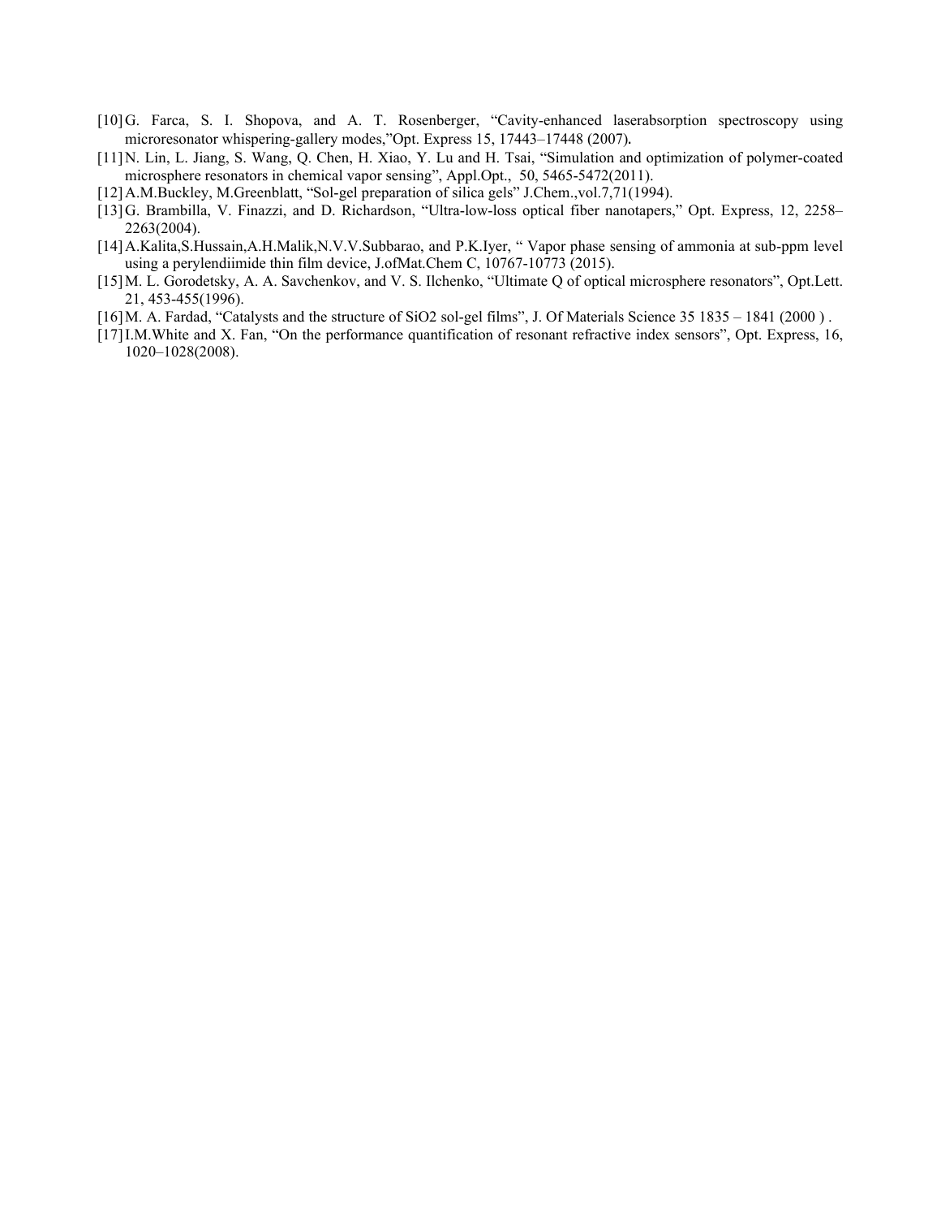[10] G. Farca, S. I. Shopova, and A. T. Rosenberger, "Cavity-enhanced laserabsorption spectroscopy using microresonator whispering-gallery modes,"Opt. Express 15, 17443–17448 (2007).

[11] N. Lin, L. Jiang, S. Wang, Q. Chen, H. Xiao, Y. Lu and H. Tsai, "Simulation and optimization of polymer-coated microsphere resonators in chemical vapor sensing", Appl.Opt., 50, 5465-5472(2011).

[12] A.M.Buckley, M.Greenblatt, "Sol-gel preparation of silica gels" J.Chem.,vol.7,71(1994).

[13] G. Brambilla, V. Finazzi, and D. Richardson, "Ultra-low-loss optical fiber nanotapers," Opt. Express, 12, 2258–2263(2004).

[14] A.Kalita,S.Hussain,A.H.Malik,N.V.V.Subbarao, and P.K.Iyer, " Vapor phase sensing of ammonia at sub-ppm level using a perylendiimide thin film device, J.ofMat.Chem C, 10767-10773 (2015).

[15] M. L. Gorodetsky, A. A. Savchenkov, and V. S. Ilchenko, "Ultimate Q of optical microsphere resonators", Opt.Lett. 21, 453-455(1996).

[16] M. A. Fardad, "Catalysts and the structure of $SiO_2$ sol-gel films", J. Of Materials Science 35 1835 – 1841 (2000 ) .

[17] I.M.White and X. Fan, "On the performance quantification of resonant refractive index sensors", Opt. Express, 16, 1020–1028(2008).